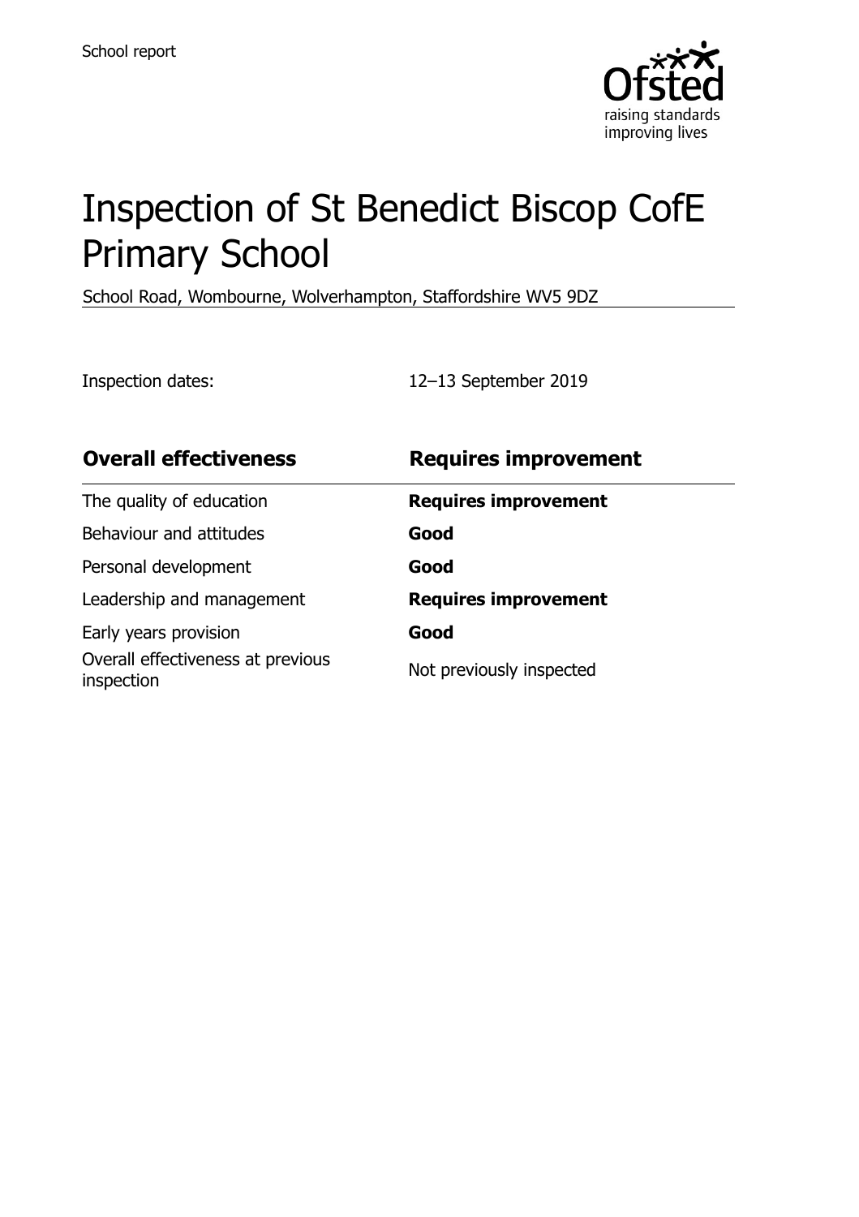School report

# Inspection of St Benedict Biscop CofE Primary School

School Road, Wombourne, Wolverhampton, Staffordshire WV5 9DZ

Inspection dates: 12–13 September 2019

| **Overall effectiveness** | **Requires improvement** |
| --- | --- |
| The quality of education | **Requires improvement** |
| Behaviour and attitudes | **Good** |
| Personal development | **Good** |
| Leadership and management | **Requires improvement** |
| Early years provision | **Good** |
| Overall effectiveness at previous inspection | Not previously inspected |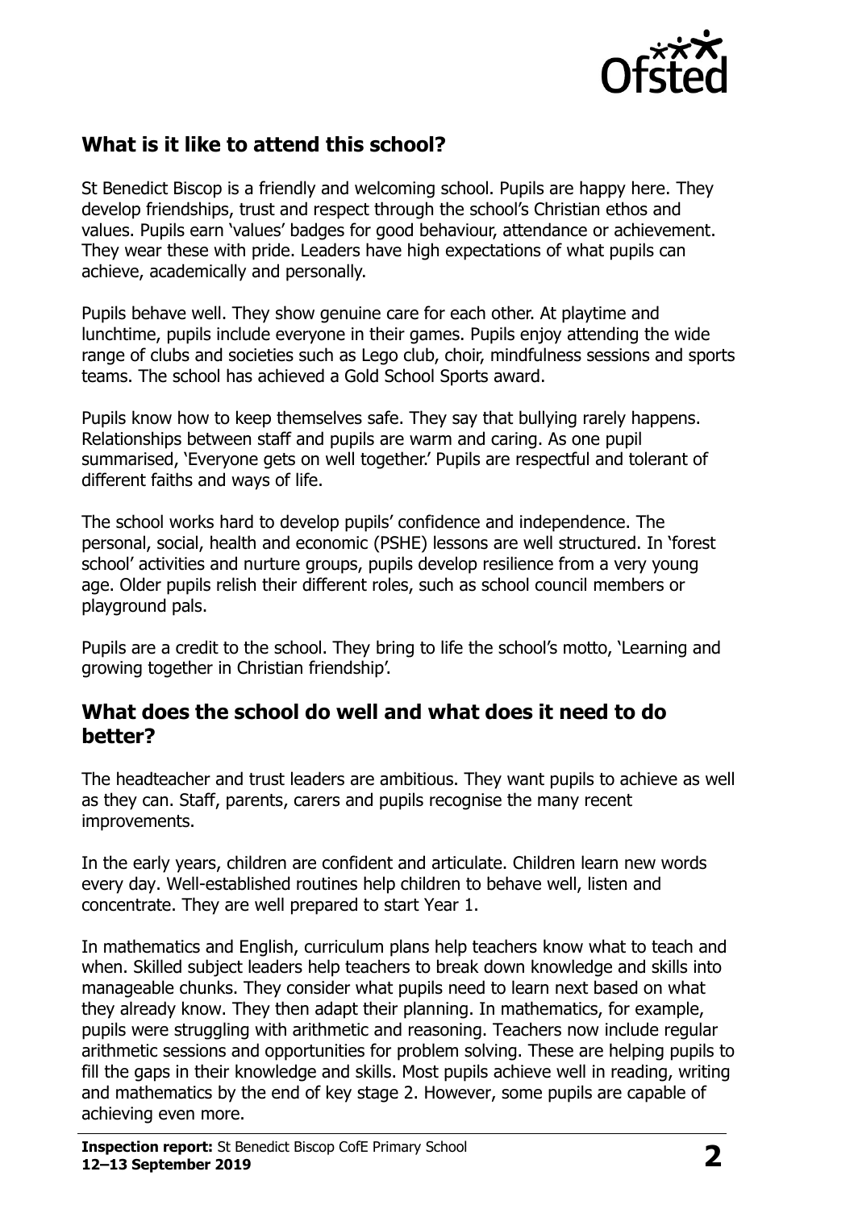## What is it like to attend this school?

St Benedict Biscop is a friendly and welcoming school. Pupils are happy here. They develop friendships, trust and respect through the school's Christian ethos and values. Pupils earn 'values' badges for good behaviour, attendance or achievement. They wear these with pride. Leaders have high expectations of what pupils can achieve, academically and personally.

Pupils behave well. They show genuine care for each other. At playtime and lunchtime, pupils include everyone in their games. Pupils enjoy attending the wide range of clubs and societies such as Lego club, choir, mindfulness sessions and sports teams. The school has achieved a Gold School Sports award.

Pupils know how to keep themselves safe. They say that bullying rarely happens. Relationships between staff and pupils are warm and caring. As one pupil summarised, 'Everyone gets on well together.' Pupils are respectful and tolerant of different faiths and ways of life.

The school works hard to develop pupils' confidence and independence. The personal, social, health and economic (PSHE) lessons are well structured. In 'forest school' activities and nurture groups, pupils develop resilience from a very young age. Older pupils relish their different roles, such as school council members or playground pals.

Pupils are a credit to the school. They bring to life the school's motto, 'Learning and growing together in Christian friendship'.

## What does the school do well and what does it need to do better?

The headteacher and trust leaders are ambitious. They want pupils to achieve as well as they can. Staff, parents, carers and pupils recognise the many recent improvements.

In the early years, children are confident and articulate. Children learn new words every day. Well-established routines help children to behave well, listen and concentrate. They are well prepared to start Year 1.

In mathematics and English, curriculum plans help teachers know what to teach and when. Skilled subject leaders help teachers to break down knowledge and skills into manageable chunks. They consider what pupils need to learn next based on what they already know. They then adapt their planning. In mathematics, for example, pupils were struggling with arithmetic and reasoning. Teachers now include regular arithmetic sessions and opportunities for problem solving. These are helping pupils to fill the gaps in their knowledge and skills. Most pupils achieve well in reading, writing and mathematics by the end of key stage 2. However, some pupils are capable of achieving even more.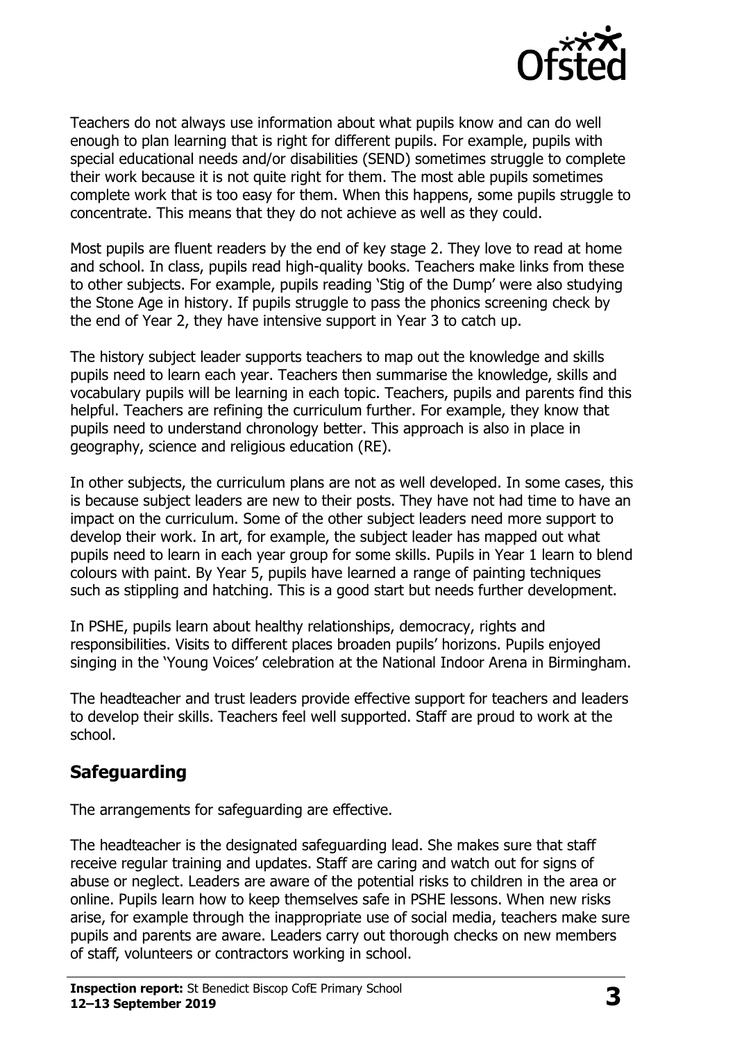Teachers do not always use information about what pupils know and can do well enough to plan learning that is right for different pupils. For example, pupils with special educational needs and/or disabilities (SEND) sometimes struggle to complete their work because it is not quite right for them. The most able pupils sometimes complete work that is too easy for them. When this happens, some pupils struggle to concentrate. This means that they do not achieve as well as they could.

Most pupils are fluent readers by the end of key stage 2. They love to read at home and school. In class, pupils read high-quality books. Teachers make links from these to other subjects. For example, pupils reading 'Stig of the Dump' were also studying the Stone Age in history. If pupils struggle to pass the phonics screening check by the end of Year 2, they have intensive support in Year 3 to catch up.

The history subject leader supports teachers to map out the knowledge and skills pupils need to learn each year. Teachers then summarise the knowledge, skills and vocabulary pupils will be learning in each topic. Teachers, pupils and parents find this helpful. Teachers are refining the curriculum further. For example, they know that pupils need to understand chronology better. This approach is also in place in geography, science and religious education (RE).

In other subjects, the curriculum plans are not as well developed. In some cases, this is because subject leaders are new to their posts. They have not had time to have an impact on the curriculum. Some of the other subject leaders need more support to develop their work. In art, for example, the subject leader has mapped out what pupils need to learn in each year group for some skills. Pupils in Year 1 learn to blend colours with paint. By Year 5, pupils have learned a range of painting techniques such as stippling and hatching. This is a good start but needs further development.

In PSHE, pupils learn about healthy relationships, democracy, rights and responsibilities. Visits to different places broaden pupils' horizons. Pupils enjoyed singing in the 'Young Voices' celebration at the National Indoor Arena in Birmingham.

The headteacher and trust leaders provide effective support for teachers and leaders to develop their skills. Teachers feel well supported. Staff are proud to work at the school.

## Safeguarding

The arrangements for safeguarding are effective.

The headteacher is the designated safeguarding lead. She makes sure that staff receive regular training and updates. Staff are caring and watch out for signs of abuse or neglect. Leaders are aware of the potential risks to children in the area or online. Pupils learn how to keep themselves safe in PSHE lessons. When new risks arise, for example through the inappropriate use of social media, teachers make sure pupils and parents are aware. Leaders carry out thorough checks on new members of staff, volunteers or contractors working in school.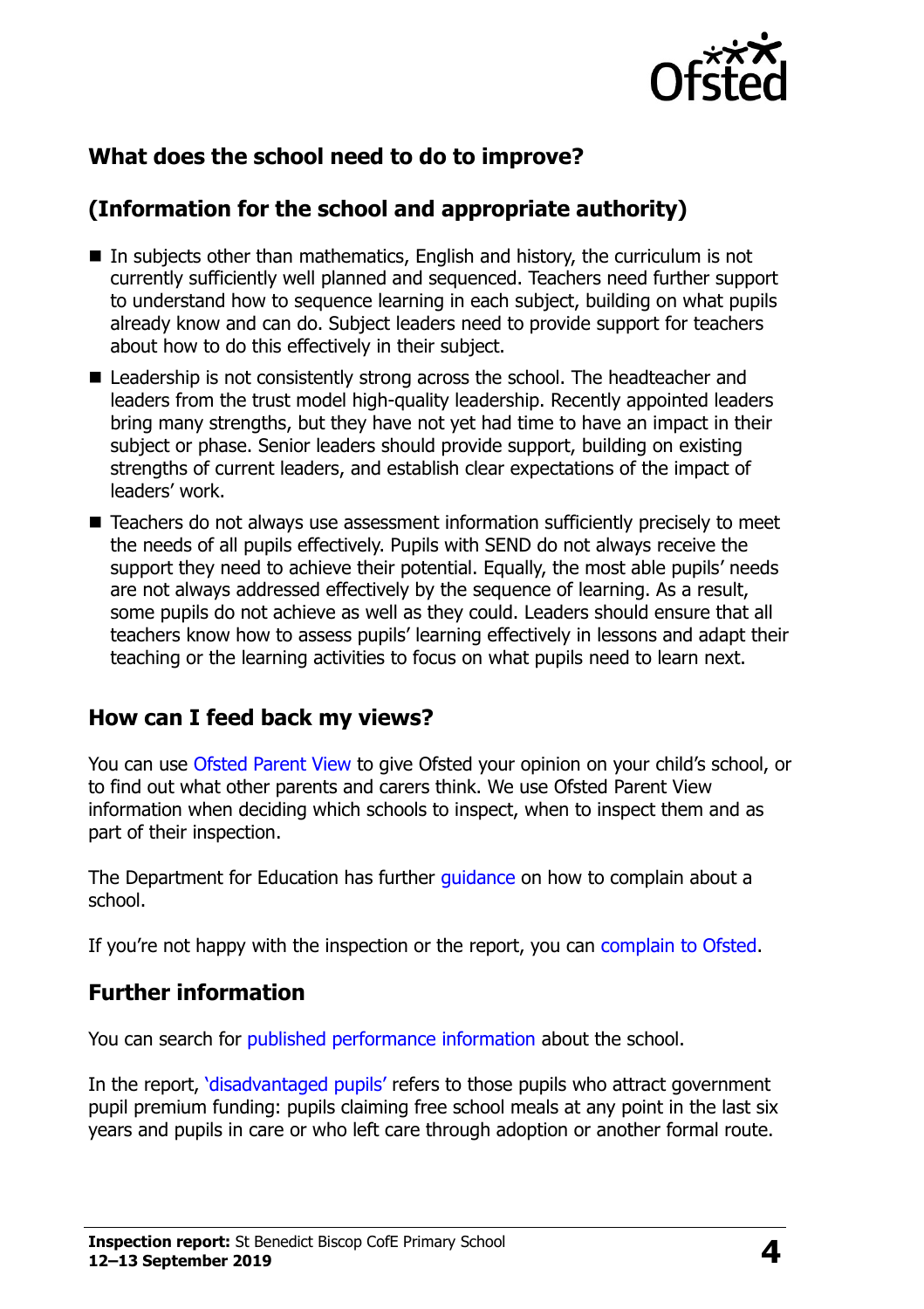## What does the school need to do to improve?

## (Information for the school and appropriate authority)

- In subjects other than mathematics, English and history, the curriculum is not currently sufficiently well planned and sequenced. Teachers need further support to understand how to sequence learning in each subject, building on what pupils already know and can do. Subject leaders need to provide support for teachers about how to do this effectively in their subject.
- Leadership is not consistently strong across the school. The headteacher and leaders from the trust model high-quality leadership. Recently appointed leaders bring many strengths, but they have not yet had time to have an impact in their subject or phase. Senior leaders should provide support, building on existing strengths of current leaders, and establish clear expectations of the impact of leaders' work.
- Teachers do not always use assessment information sufficiently precisely to meet the needs of all pupils effectively. Pupils with SEND do not always receive the support they need to achieve their potential. Equally, the most able pupils' needs are not always addressed effectively by the sequence of learning. As a result, some pupils do not achieve as well as they could. Leaders should ensure that all teachers know how to assess pupils' learning effectively in lessons and adapt their teaching or the learning activities to focus on what pupils need to learn next.

## How can I feed back my views?

You can use Ofsted Parent View to give Ofsted your opinion on your child's school, or to find out what other parents and carers think. We use Ofsted Parent View information when deciding which schools to inspect, when to inspect them and as part of their inspection.

The Department for Education has further guidance on how to complain about a school.

If you're not happy with the inspection or the report, you can complain to Ofsted.

## Further information

You can search for published performance information about the school.

In the report, 'disadvantaged pupils' refers to those pupils who attract government pupil premium funding: pupils claiming free school meals at any point in the last six years and pupils in care or who left care through adoption or another formal route.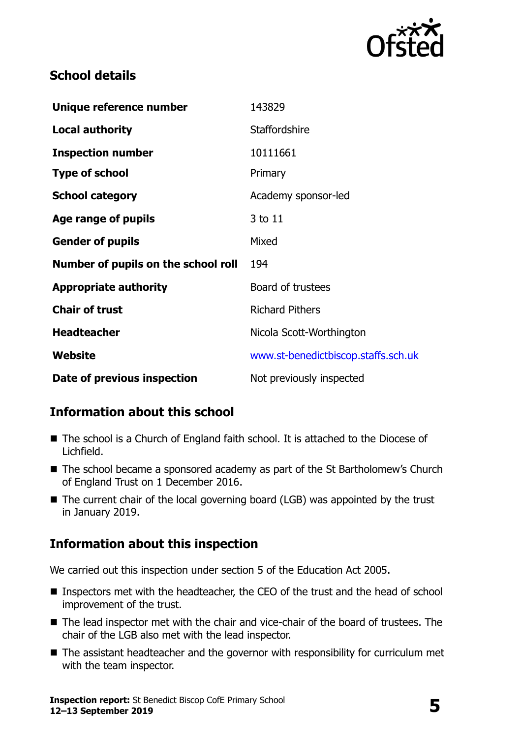## School details

| | |
|---|---|
| **Unique reference number** | 143829 |
| **Local authority** | Staffordshire |
| **Inspection number** | 10111661 |
| **Type of school** | Primary |
| **School category** | Academy sponsor-led |
| **Age range of pupils** | 3 to 11 |
| **Gender of pupils** | Mixed |
| **Number of pupils on the school roll** | 194 |
| **Appropriate authority** | Board of trustees |
| **Chair of trust** | Richard Pithers |
| **Headteacher** | Nicola Scott-Worthington |
| **Website** | www.st-benedictbiscop.staffs.sch.uk |
| **Date of previous inspection** | Not previously inspected |

## Information about this school

- The school is a Church of England faith school. It is attached to the Diocese of Lichfield.
- The school became a sponsored academy as part of the St Bartholomew's Church of England Trust on 1 December 2016.
- The current chair of the local governing board (LGB) was appointed by the trust in January 2019.

## Information about this inspection

We carried out this inspection under section 5 of the Education Act 2005.

- Inspectors met with the headteacher, the CEO of the trust and the head of school improvement of the trust.
- The lead inspector met with the chair and vice-chair of the board of trustees. The chair of the LGB also met with the lead inspector.
- The assistant headteacher and the governor with responsibility for curriculum met with the team inspector.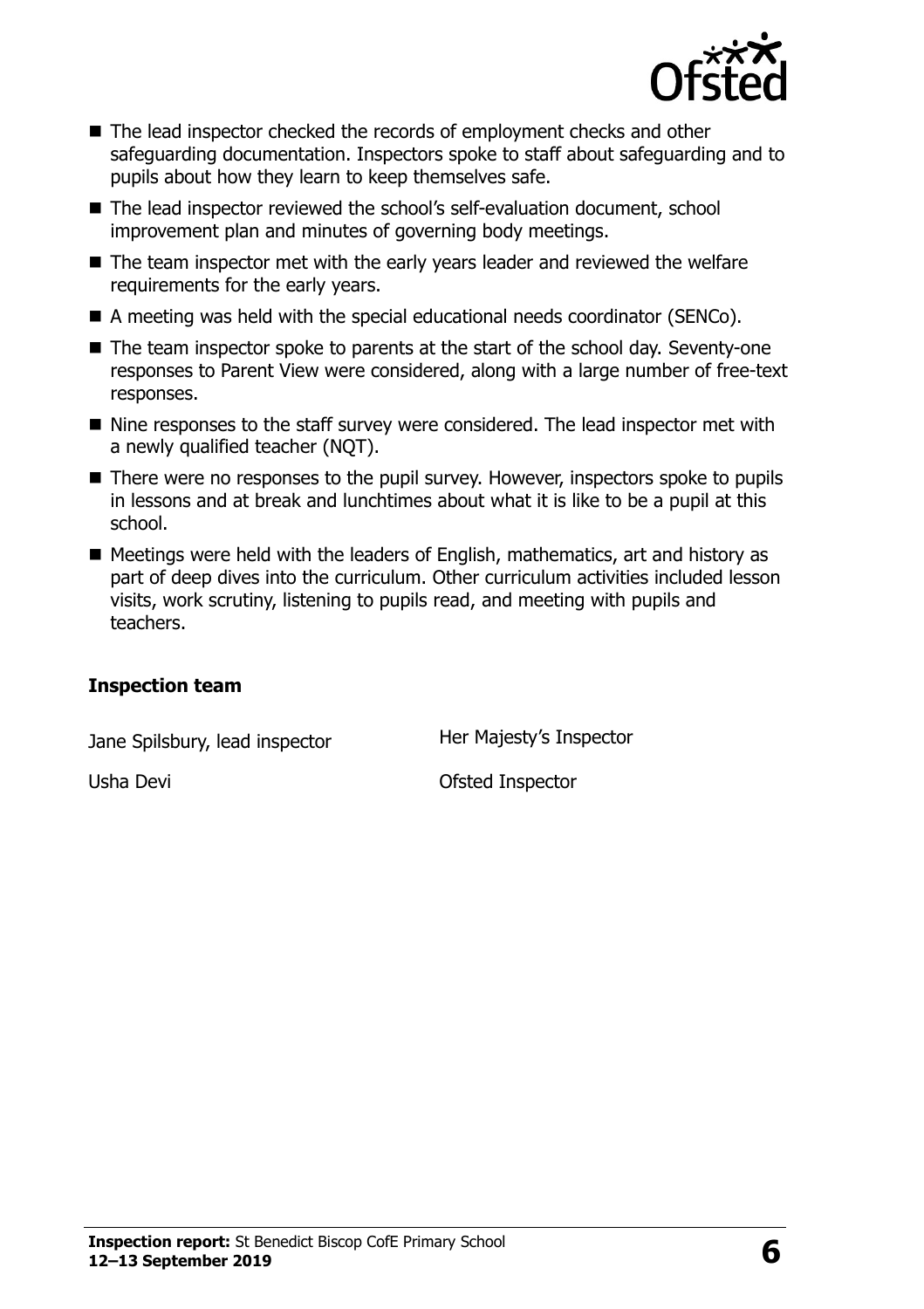- The lead inspector checked the records of employment checks and other safeguarding documentation. Inspectors spoke to staff about safeguarding and to pupils about how they learn to keep themselves safe.
- The lead inspector reviewed the school's self-evaluation document, school improvement plan and minutes of governing body meetings.
- The team inspector met with the early years leader and reviewed the welfare requirements for the early years.
- A meeting was held with the special educational needs coordinator (SENCo).
- The team inspector spoke to parents at the start of the school day. Seventy-one responses to Parent View were considered, along with a large number of free-text responses.
- Nine responses to the staff survey were considered. The lead inspector met with a newly qualified teacher (NQT).
- There were no responses to the pupil survey. However, inspectors spoke to pupils in lessons and at break and lunchtimes about what it is like to be a pupil at this school.
- Meetings were held with the leaders of English, mathematics, art and history as part of deep dives into the curriculum. Other curriculum activities included lesson visits, work scrutiny, listening to pupils read, and meeting with pupils and teachers.

**Inspection team**

| | |
|---|---|
| Jane Spilsbury, lead inspector | Her Majesty's Inspector |
| Usha Devi | Ofsted Inspector |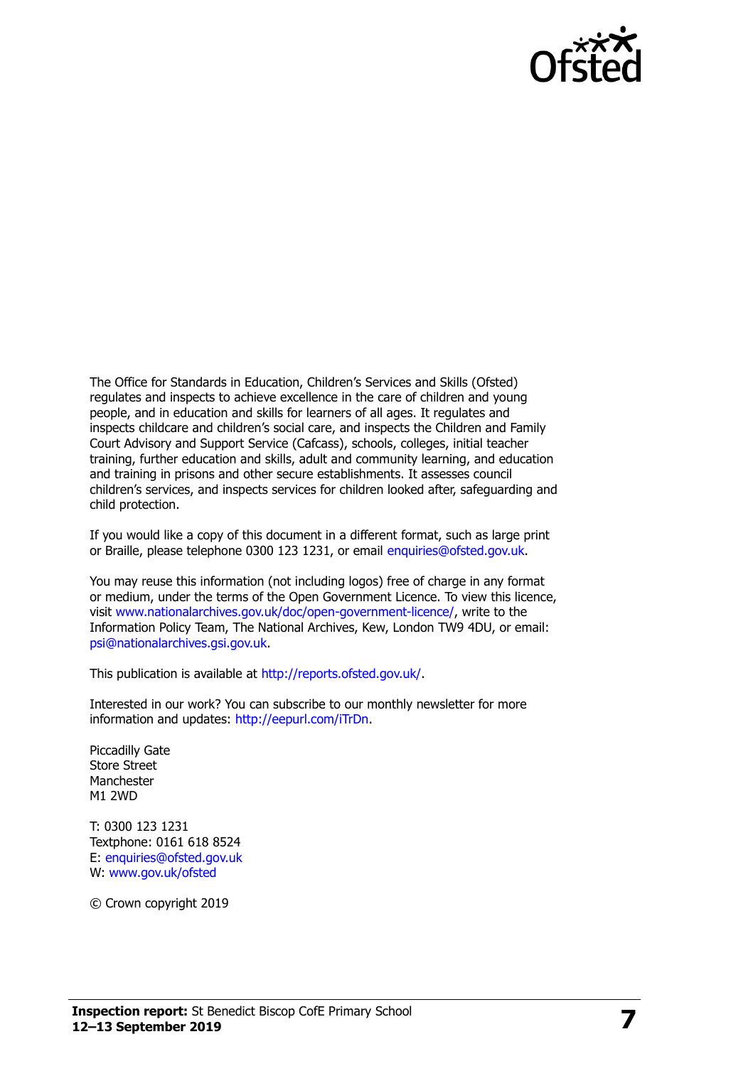The Office for Standards in Education, Children's Services and Skills (Ofsted) regulates and inspects to achieve excellence in the care of children and young people, and in education and skills for learners of all ages. It regulates and inspects childcare and children's social care, and inspects the Children and Family Court Advisory and Support Service (Cafcass), schools, colleges, initial teacher training, further education and skills, adult and community learning, and education and training in prisons and other secure establishments. It assesses council children's services, and inspects services for children looked after, safeguarding and child protection.

If you would like a copy of this document in a different format, such as large print or Braille, please telephone 0300 123 1231, or email enquiries@ofsted.gov.uk.

You may reuse this information (not including logos) free of charge in any format or medium, under the terms of the Open Government Licence. To view this licence, visit www.nationalarchives.gov.uk/doc/open-government-licence/, write to the Information Policy Team, The National Archives, Kew, London TW9 4DU, or email: psi@nationalarchives.gsi.gov.uk.

This publication is available at http://reports.ofsted.gov.uk/.

Interested in our work? You can subscribe to our monthly newsletter for more information and updates: http://eepurl.com/iTrDn.

Piccadilly Gate
Store Street
Manchester
M1 2WD

T: 0300 123 1231
Textphone: 0161 618 8524
E: enquiries@ofsted.gov.uk
W: www.gov.uk/ofsted

© Crown copyright 2019